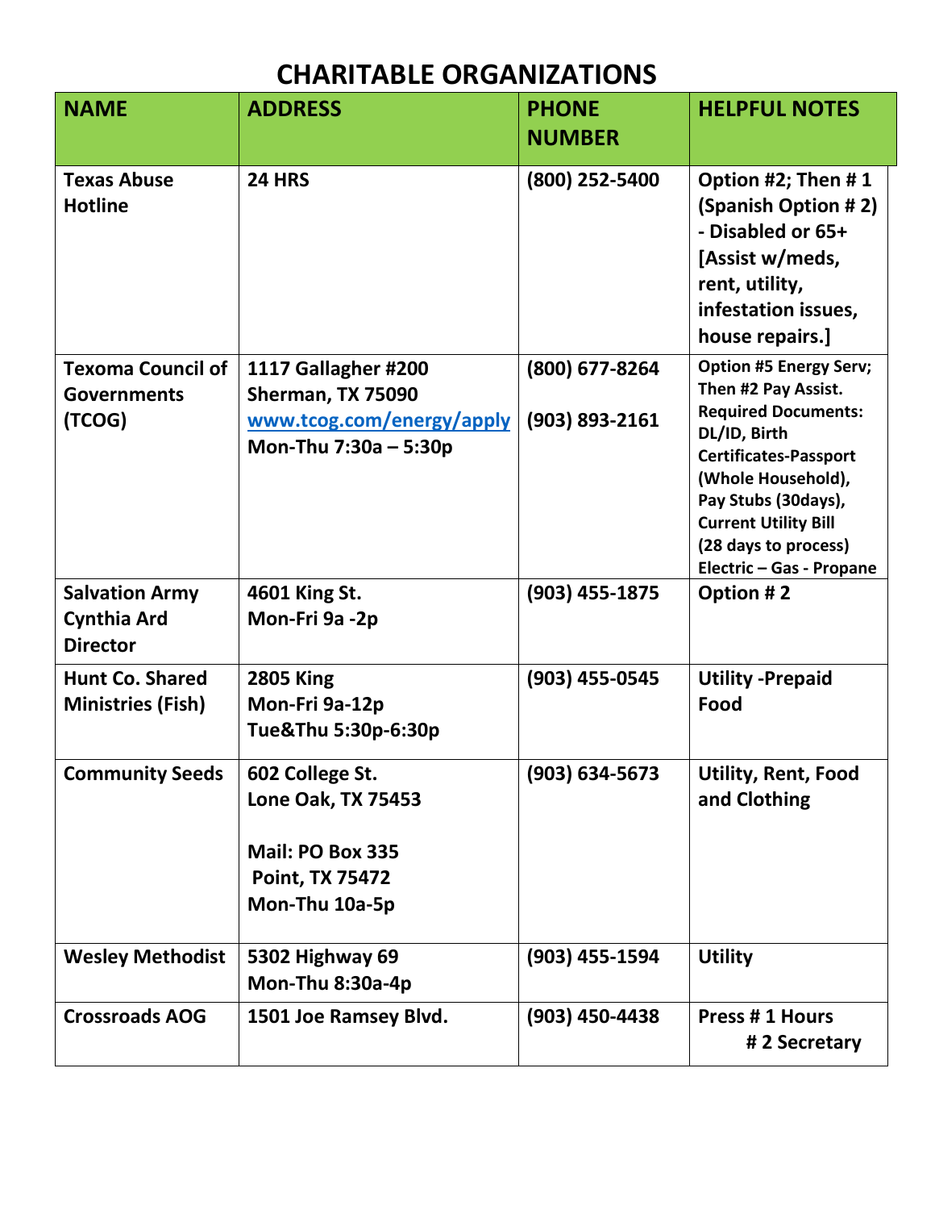# CHARITABLE ORGANIZATIONS

| NAME | ADDRESS | PHONE NUMBER | HELPFUL NOTES |
|---|---|---|---|
| Texas Abuse Hotline | 24 HRS | (800) 252-5400 | Option #2; Then # 1 (Spanish Option # 2) - Disabled or 65+ [Assist w/meds, rent, utility, infestation issues, house repairs.] |
| Texoma Council of Governments (TCOG) | 1117 Gallagher #200<br>Sherman, TX 75090<br>www.tcog.com/energy/apply<br>Mon-Thu 7:30a – 5:30p | (800) 677-8264<br><br>(903) 893-2161 | Option #5 Energy Serv; Then #2 Pay Assist. Required Documents: DL/ID, Birth Certificates-Passport (Whole Household), Pay Stubs (30days), Current Utility Bill (28 days to process) Electric – Gas - Propane |
| Salvation Army Cynthia Ard Director | 4601 King St.<br>Mon-Fri 9a -2p | (903) 455-1875 | Option # 2 |
| Hunt Co. Shared Ministries (Fish) | 2805 King<br>Mon-Fri 9a-12p<br>Tue&Thu 5:30p-6:30p | (903) 455-0545 | Utility -Prepaid Food |
| Community Seeds | 602 College St.<br>Lone Oak, TX 75453<br><br>Mail: PO Box 335<br>Point, TX 75472<br>Mon-Thu 10a-5p | (903) 634-5673 | Utility, Rent, Food and Clothing |
| Wesley Methodist | 5302 Highway 69<br>Mon-Thu 8:30a-4p | (903) 455-1594 | Utility |
| Crossroads AOG | 1501 Joe Ramsey Blvd. | (903) 450-4438 | Press # 1 Hours<br># 2 Secretary |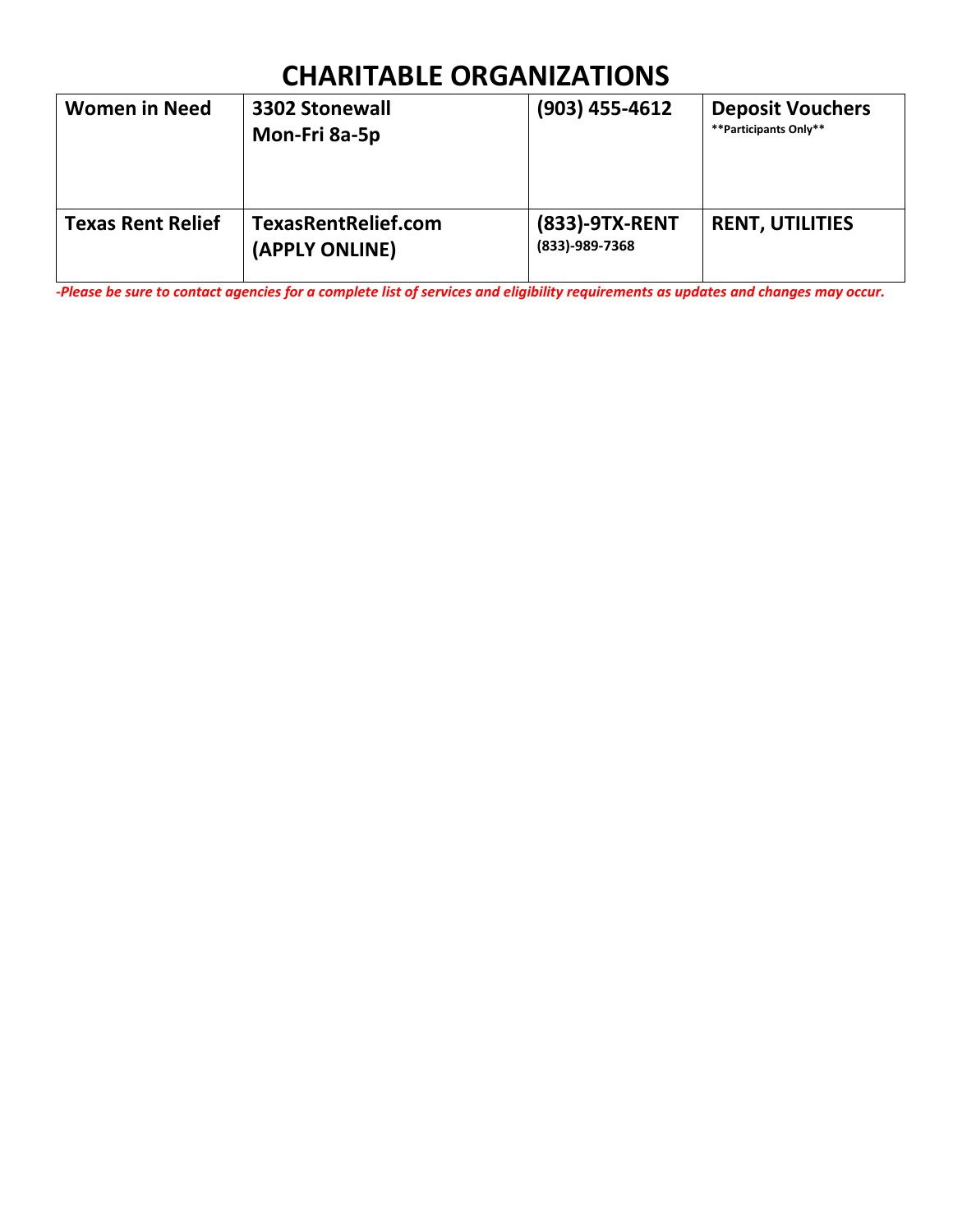# CHARITABLE ORGANIZATIONS

| | | | |
|---|---|---|---|
| **Women in Need** | **3302 Stonewall**<br>**Mon-Fri 8a-5p** | **(903) 455-4612** | **Deposit Vouchers**<br>**\*\*Participants Only\*\*** |
| **Texas Rent Relief** | **TexasRentRelief.com**<br>**(APPLY ONLINE)** | **(833)-9TX-RENT**<br>**(833)-989-7368** | **RENT, UTILITIES** |

***-Please be sure to contact agencies for a complete list of services and eligibility requirements as updates and changes may occur.***